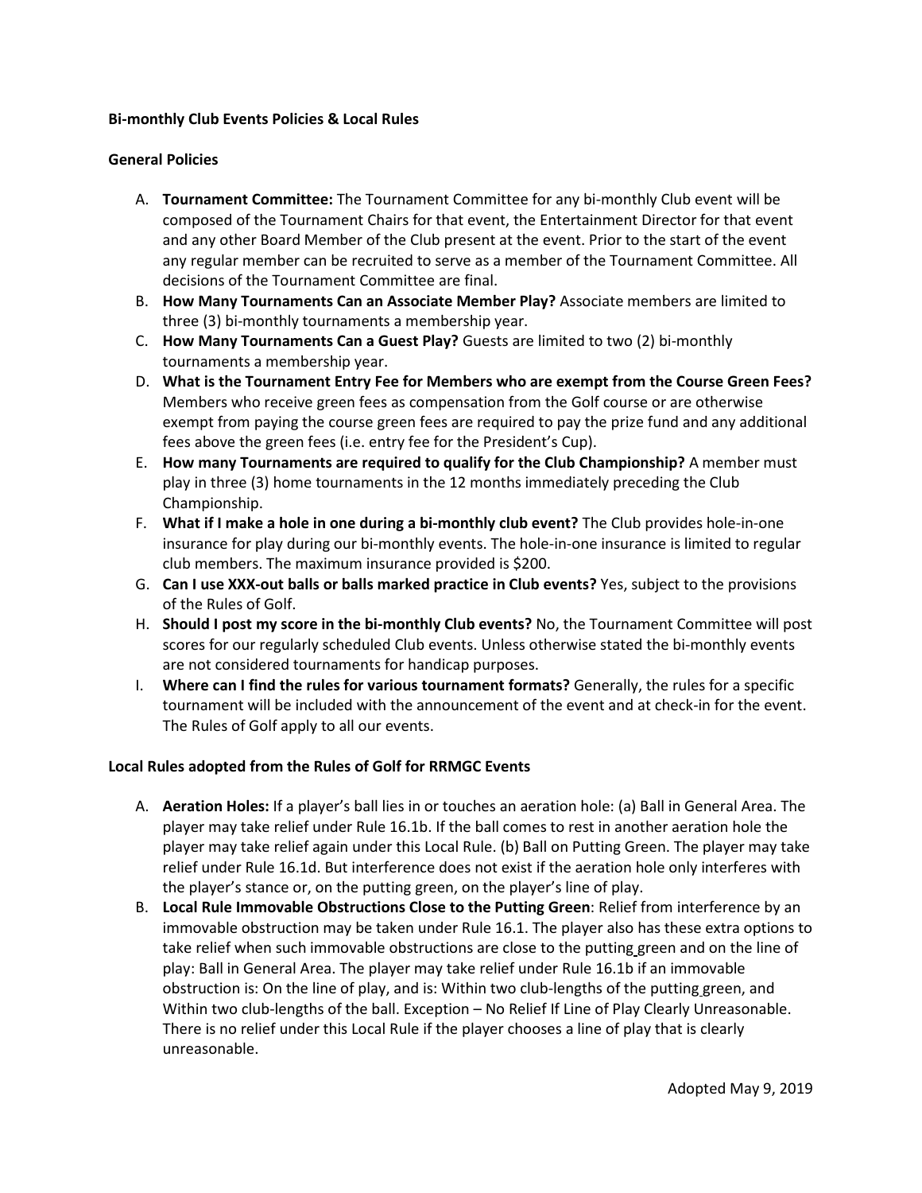**Bi-monthly Club Events Policies & Local Rules**

**General Policies**

A. **Tournament Committee:** The Tournament Committee for any bi-monthly Club event will be composed of the Tournament Chairs for that event, the Entertainment Director for that event and any other Board Member of the Club present at the event. Prior to the start of the event any regular member can be recruited to serve as a member of the Tournament Committee. All decisions of the Tournament Committee are final.

B. **How Many Tournaments Can an Associate Member Play?** Associate members are limited to three (3) bi-monthly tournaments a membership year.

C. **How Many Tournaments Can a Guest Play?** Guests are limited to two (2) bi-monthly tournaments a membership year.

D. **What is the Tournament Entry Fee for Members who are exempt from the Course Green Fees?** Members who receive green fees as compensation from the Golf course or are otherwise exempt from paying the course green fees are required to pay the prize fund and any additional fees above the green fees (i.e. entry fee for the President's Cup).

E. **How many Tournaments are required to qualify for the Club Championship?** A member must play in three (3) home tournaments in the 12 months immediately preceding the Club Championship.

F. **What if I make a hole in one during a bi-monthly club event?** The Club provides hole-in-one insurance for play during our bi-monthly events. The hole-in-one insurance is limited to regular club members. The maximum insurance provided is $200.

G. **Can I use XXX-out balls or balls marked practice in Club events?** Yes, subject to the provisions of the Rules of Golf.

H. **Should I post my score in the bi-monthly Club events?** No, the Tournament Committee will post scores for our regularly scheduled Club events. Unless otherwise stated the bi-monthly events are not considered tournaments for handicap purposes.

I. **Where can I find the rules for various tournament formats?** Generally, the rules for a specific tournament will be included with the announcement of the event and at check-in for the event. The Rules of Golf apply to all our events.

**Local Rules adopted from the Rules of Golf for RRMGC Events**

A. **Aeration Holes:** If a player's ball lies in or touches an aeration hole: (a) Ball in General Area. The player may take relief under Rule 16.1b. If the ball comes to rest in another aeration hole the player may take relief again under this Local Rule. (b) Ball on Putting Green. The player may take relief under Rule 16.1d. But interference does not exist if the aeration hole only interferes with the player's stance or, on the putting green, on the player's line of play.

B. **Local Rule Immovable Obstructions Close to the Putting Green**: Relief from interference by an immovable obstruction may be taken under Rule 16.1. The player also has these extra options to take relief when such immovable obstructions are close to the putting green and on the line of play: Ball in General Area. The player may take relief under Rule 16.1b if an immovable obstruction is: On the line of play, and is: Within two club-lengths of the putting green, and Within two club-lengths of the ball. Exception – No Relief If Line of Play Clearly Unreasonable. There is no relief under this Local Rule if the player chooses a line of play that is clearly unreasonable.

Adopted May 9, 2019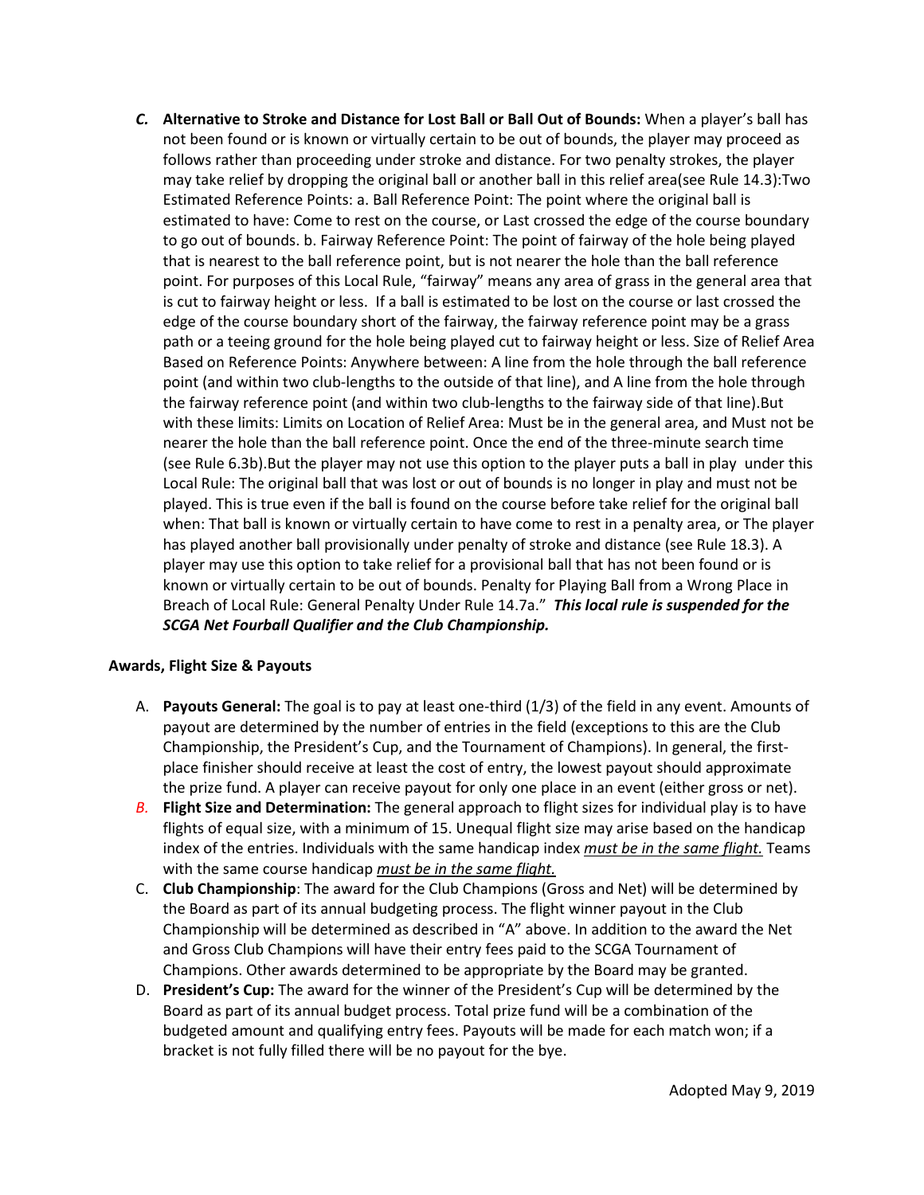*C.* **Alternative to Stroke and Distance for Lost Ball or Ball Out of Bounds:** When a player's ball has not been found or is known or virtually certain to be out of bounds, the player may proceed as follows rather than proceeding under stroke and distance. For two penalty strokes, the player may take relief by dropping the original ball or another ball in this relief area(see Rule 14.3):Two Estimated Reference Points: a. Ball Reference Point: The point where the original ball is estimated to have: Come to rest on the course, or Last crossed the edge of the course boundary to go out of bounds. b. Fairway Reference Point: The point of fairway of the hole being played that is nearest to the ball reference point, but is not nearer the hole than the ball reference point. For purposes of this Local Rule, "fairway" means any area of grass in the general area that is cut to fairway height or less. If a ball is estimated to be lost on the course or last crossed the edge of the course boundary short of the fairway, the fairway reference point may be a grass path or a teeing ground for the hole being played cut to fairway height or less. Size of Relief Area Based on Reference Points: Anywhere between: A line from the hole through the ball reference point (and within two club-lengths to the outside of that line), and A line from the hole through the fairway reference point (and within two club-lengths to the fairway side of that line).But with these limits: Limits on Location of Relief Area: Must be in the general area, and Must not be nearer the hole than the ball reference point. Once the end of the three-minute search time (see Rule 6.3b).But the player may not use this option to the player puts a ball in play under this Local Rule: The original ball that was lost or out of bounds is no longer in play and must not be played. This is true even if the ball is found on the course before take relief for the original ball when: That ball is known or virtually certain to have come to rest in a penalty area, or The player has played another ball provisionally under penalty of stroke and distance (see Rule 18.3). A player may use this option to take relief for a provisional ball that has not been found or is known or virtually certain to be out of bounds. Penalty for Playing Ball from a Wrong Place in Breach of Local Rule: General Penalty Under Rule 14.7a." ***This local rule is suspended for the SCGA Net Fourball Qualifier and the Club Championship.***

**Awards, Flight Size & Payouts**

A. **Payouts General:** The goal is to pay at least one-third (1/3) of the field in any event. Amounts of payout are determined by the number of entries in the field (exceptions to this are the Club Championship, the President's Cup, and the Tournament of Champions). In general, the first-place finisher should receive at least the cost of entry, the lowest payout should approximate the prize fund. A player can receive payout for only one place in an event (either gross or net).

*B.* **Flight Size and Determination:** The general approach to flight sizes for individual play is to have flights of equal size, with a minimum of 15. Unequal flight size may arise based on the handicap index of the entries. Individuals with the same handicap index *must be in the same flight.* Teams with the same course handicap *must be in the same flight.*

C. **Club Championship**: The award for the Club Champions (Gross and Net) will be determined by the Board as part of its annual budgeting process. The flight winner payout in the Club Championship will be determined as described in "A" above. In addition to the award the Net and Gross Club Champions will have their entry fees paid to the SCGA Tournament of Champions. Other awards determined to be appropriate by the Board may be granted.

D. **President's Cup:** The award for the winner of the President's Cup will be determined by the Board as part of its annual budget process. Total prize fund will be a combination of the budgeted amount and qualifying entry fees. Payouts will be made for each match won; if a bracket is not fully filled there will be no payout for the bye.

Adopted May 9, 2019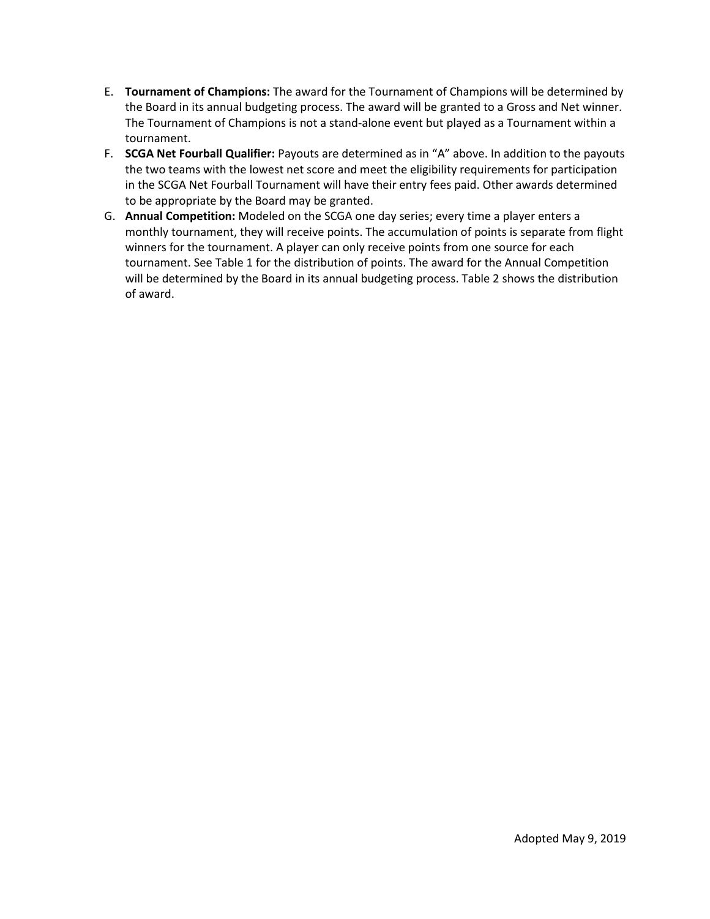E. **Tournament of Champions:** The award for the Tournament of Champions will be determined by the Board in its annual budgeting process. The award will be granted to a Gross and Net winner. The Tournament of Champions is not a stand-alone event but played as a Tournament within a tournament.
F. **SCGA Net Fourball Qualifier:** Payouts are determined as in "A" above. In addition to the payouts the two teams with the lowest net score and meet the eligibility requirements for participation in the SCGA Net Fourball Tournament will have their entry fees paid. Other awards determined to be appropriate by the Board may be granted.
G. **Annual Competition:** Modeled on the SCGA one day series; every time a player enters a monthly tournament, they will receive points. The accumulation of points is separate from flight winners for the tournament. A player can only receive points from one source for each tournament. See Table 1 for the distribution of points. The award for the Annual Competition will be determined by the Board in its annual budgeting process. Table 2 shows the distribution of award.

Adopted May 9, 2019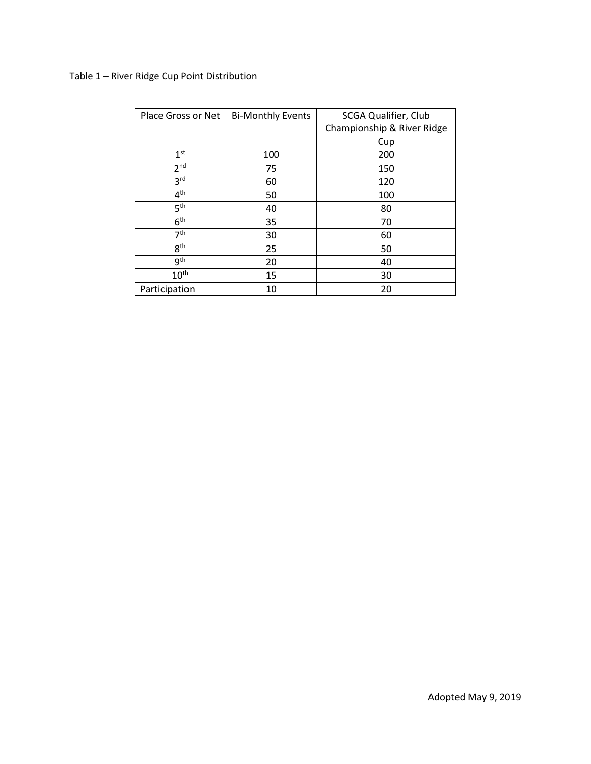Table 1 – River Ridge Cup Point Distribution

| Place Gross or Net | Bi-Monthly Events | SCGA Qualifier, Club Championship & River Ridge Cup |
|---|---|---|
| 1st | 100 | 200 |
| 2nd | 75 | 150 |
| 3rd | 60 | 120 |
| 4th | 50 | 100 |
| 5th | 40 | 80 |
| 6th | 35 | 70 |
| 7th | 30 | 60 |
| 8th | 25 | 50 |
| 9th | 20 | 40 |
| 10th | 15 | 30 |
| Participation | 10 | 20 |

Adopted May 9, 2019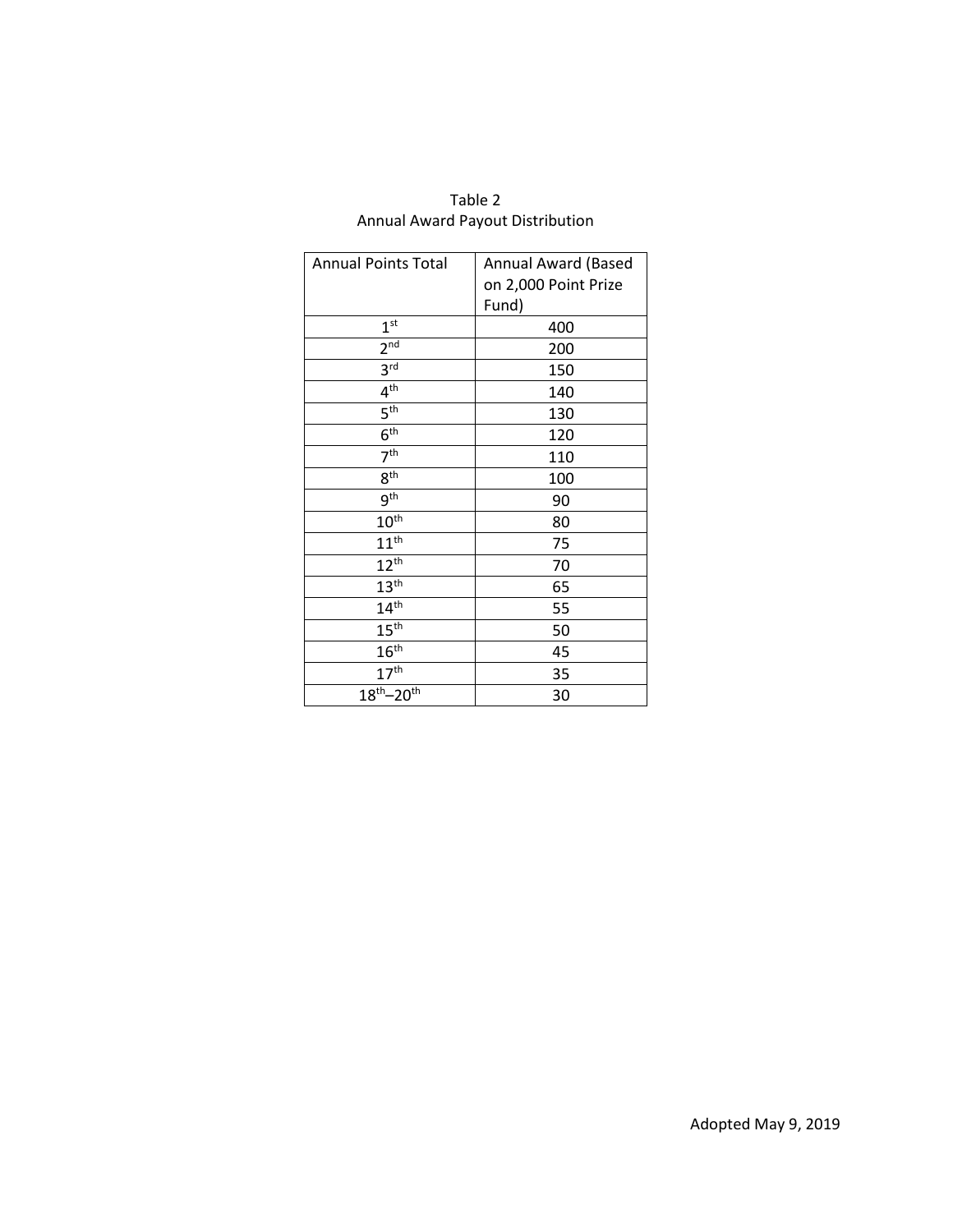Table 2
Annual Award Payout Distribution

| Annual Points Total | Annual Award (Based on 2,000 Point Prize Fund) |
| --- | --- |
| 1st | 400 |
| 2nd | 200 |
| 3rd | 150 |
| 4th | 140 |
| 5th | 130 |
| 6th | 120 |
| 7th | 110 |
| 8th | 100 |
| 9th | 90 |
| 10th | 80 |
| 11th | 75 |
| 12th | 70 |
| 13th | 65 |
| 14th | 55 |
| 15th | 50 |
| 16th | 45 |
| 17th | 35 |
| 18th–20th | 30 |

Adopted May 9, 2019